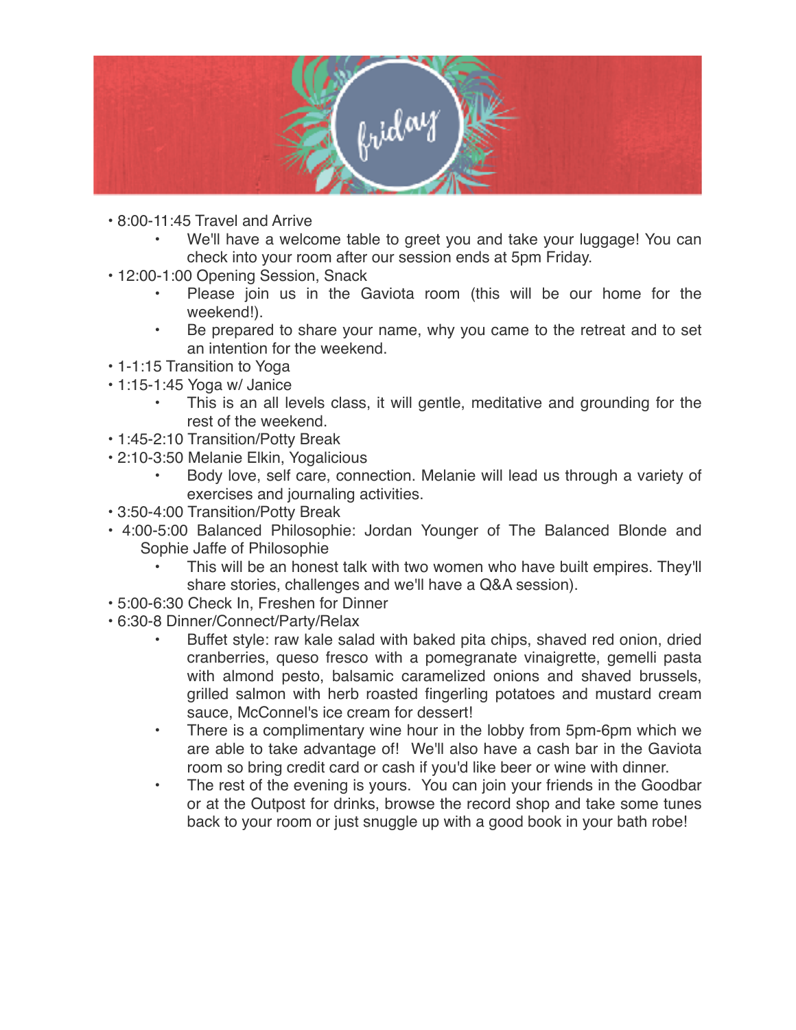# friday

- 8:00-11:45 Travel and Arrive
  - We'll have a welcome table to greet you and take your luggage! You can check into your room after our session ends at 5pm Friday.
- 12:00-1:00 Opening Session, Snack
  - Please join us in the Gaviota room (this will be our home for the weekend!).
  - Be prepared to share your name, why you came to the retreat and to set an intention for the weekend.
- 1-1:15 Transition to Yoga
- 1:15-1:45 Yoga w/ Janice
  - This is an all levels class, it will gentle, meditative and grounding for the rest of the weekend.
- 1:45-2:10 Transition/Potty Break
- 2:10-3:50 Melanie Elkin, Yogalicious
  - Body love, self care, connection. Melanie will lead us through a variety of exercises and journaling activities.
- 3:50-4:00 Transition/Potty Break
- 4:00-5:00 Balanced Philosophie: Jordan Younger of The Balanced Blonde and Sophie Jaffe of Philosophie
  - This will be an honest talk with two women who have built empires. They'll share stories, challenges and we'll have a Q&A session).
- 5:00-6:30 Check In, Freshen for Dinner
- 6:30-8 Dinner/Connect/Party/Relax
  - Buffet style: raw kale salad with baked pita chips, shaved red onion, dried cranberries, queso fresco with a pomegranate vinaigrette, gemelli pasta with almond pesto, balsamic caramelized onions and shaved brussels, grilled salmon with herb roasted fingerling potatoes and mustard cream sauce, McConnel's ice cream for dessert!
  - There is a complimentary wine hour in the lobby from 5pm-6pm which we are able to take advantage of! We'll also have a cash bar in the Gaviota room so bring credit card or cash if you'd like beer or wine with dinner.
  - The rest of the evening is yours. You can join your friends in the Goodbar or at the Outpost for drinks, browse the record shop and take some tunes back to your room or just snuggle up with a good book in your bath robe!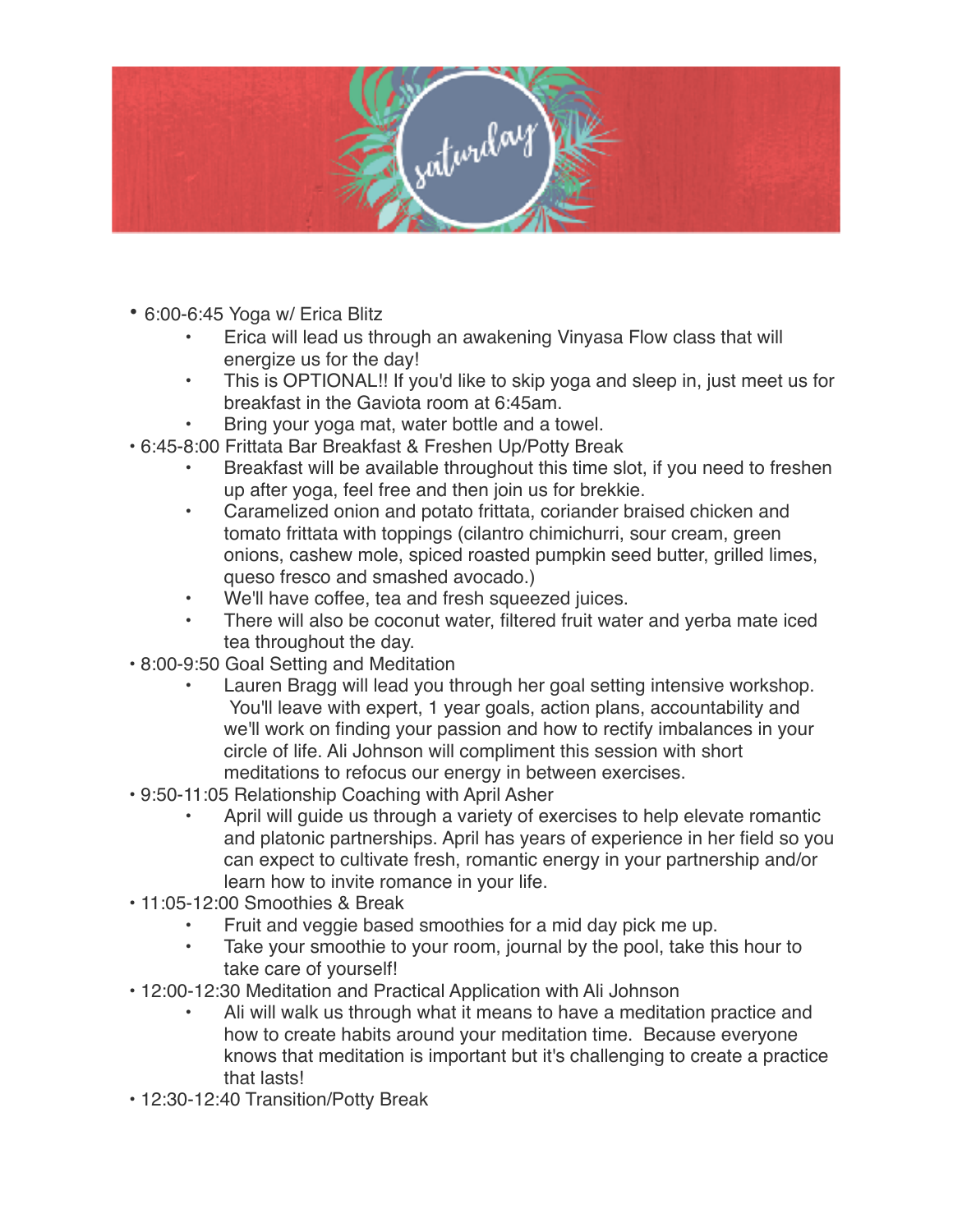# saturday

- 6:00-6:45 Yoga w/ Erica Blitz
  - Erica will lead us through an awakening Vinyasa Flow class that will energize us for the day!
  - This is OPTIONAL!! If you'd like to skip yoga and sleep in, just meet us for breakfast in the Gaviota room at 6:45am.
  - Bring your yoga mat, water bottle and a towel.
- 6:45-8:00 Frittata Bar Breakfast & Freshen Up/Potty Break
  - Breakfast will be available throughout this time slot, if you need to freshen up after yoga, feel free and then join us for brekkie.
  - Caramelized onion and potato frittata, coriander braised chicken and tomato frittata with toppings (cilantro chimichurri, sour cream, green onions, cashew mole, spiced roasted pumpkin seed butter, grilled limes, queso fresco and smashed avocado.)
  - We'll have coffee, tea and fresh squeezed juices.
  - There will also be coconut water, filtered fruit water and yerba mate iced tea throughout the day.
- 8:00-9:50 Goal Setting and Meditation
  - Lauren Bragg will lead you through her goal setting intensive workshop. You'll leave with expert, 1 year goals, action plans, accountability and we'll work on finding your passion and how to rectify imbalances in your circle of life. Ali Johnson will compliment this session with short meditations to refocus our energy in between exercises.
- 9:50-11:05 Relationship Coaching with April Asher
  - April will guide us through a variety of exercises to help elevate romantic and platonic partnerships. April has years of experience in her field so you can expect to cultivate fresh, romantic energy in your partnership and/or learn how to invite romance in your life.
- 11:05-12:00 Smoothies & Break
  - Fruit and veggie based smoothies for a mid day pick me up.
  - Take your smoothie to your room, journal by the pool, take this hour to take care of yourself!
- 12:00-12:30 Meditation and Practical Application with Ali Johnson
  - Ali will walk us through what it means to have a meditation practice and how to create habits around your meditation time. Because everyone knows that meditation is important but it's challenging to create a practice that lasts!
- 12:30-12:40 Transition/Potty Break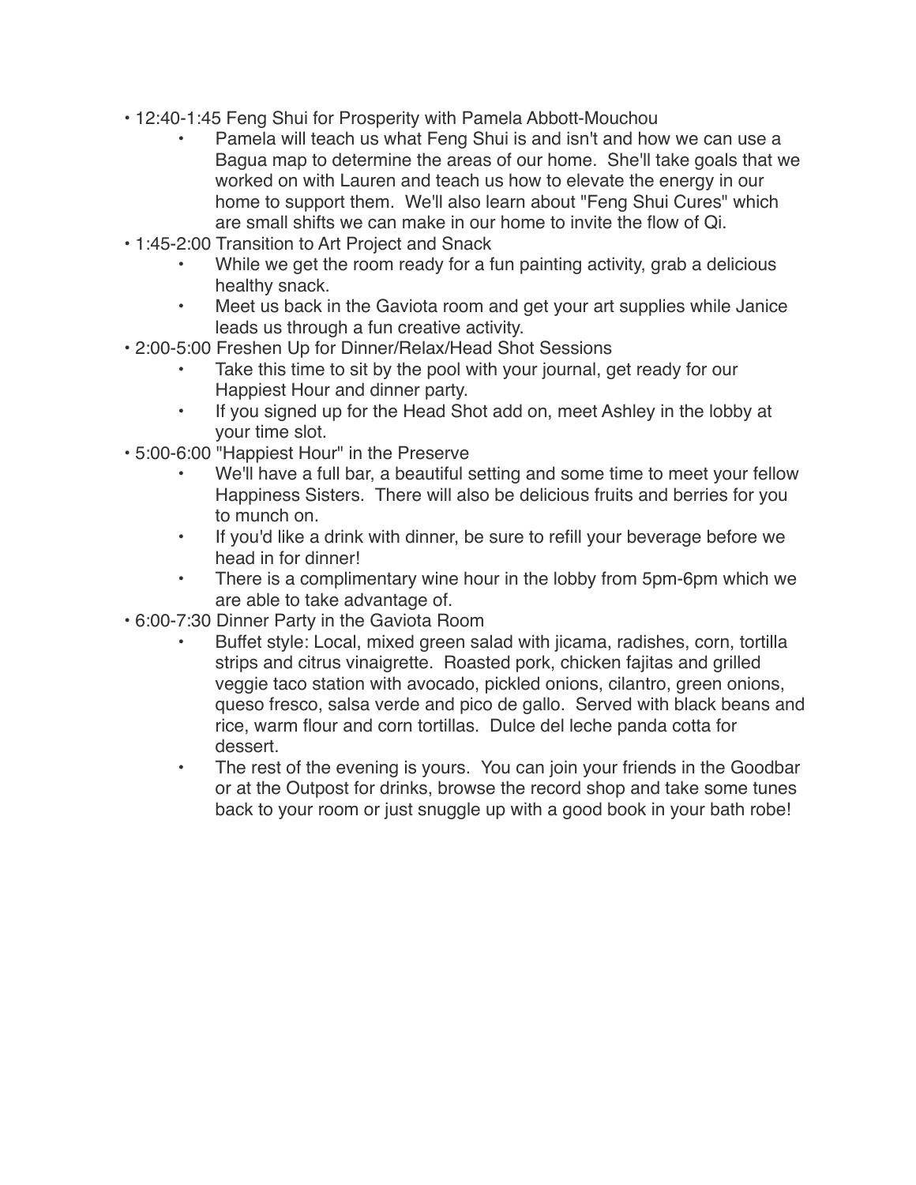- 12:40-1:45 Feng Shui for Prosperity with Pamela Abbott-Mouchou
  - Pamela will teach us what Feng Shui is and isn't and how we can use a Bagua map to determine the areas of our home. She'll take goals that we worked on with Lauren and teach us how to elevate the energy in our home to support them. We'll also learn about "Feng Shui Cures" which are small shifts we can make in our home to invite the flow of Qi.
- 1:45-2:00 Transition to Art Project and Snack
  - While we get the room ready for a fun painting activity, grab a delicious healthy snack.
  - Meet us back in the Gaviota room and get your art supplies while Janice leads us through a fun creative activity.
- 2:00-5:00 Freshen Up for Dinner/Relax/Head Shot Sessions
  - Take this time to sit by the pool with your journal, get ready for our Happiest Hour and dinner party.
  - If you signed up for the Head Shot add on, meet Ashley in the lobby at your time slot.
- 5:00-6:00 "Happiest Hour" in the Preserve
  - We'll have a full bar, a beautiful setting and some time to meet your fellow Happiness Sisters. There will also be delicious fruits and berries for you to munch on.
  - If you'd like a drink with dinner, be sure to refill your beverage before we head in for dinner!
  - There is a complimentary wine hour in the lobby from 5pm-6pm which we are able to take advantage of.
- 6:00-7:30 Dinner Party in the Gaviota Room
  - Buffet style: Local, mixed green salad with jicama, radishes, corn, tortilla strips and citrus vinaigrette. Roasted pork, chicken fajitas and grilled veggie taco station with avocado, pickled onions, cilantro, green onions, queso fresco, salsa verde and pico de gallo. Served with black beans and rice, warm flour and corn tortillas. Dulce del leche panda cotta for dessert.
  - The rest of the evening is yours. You can join your friends in the Goodbar or at the Outpost for drinks, browse the record shop and take some tunes back to your room or just snuggle up with a good book in your bath robe!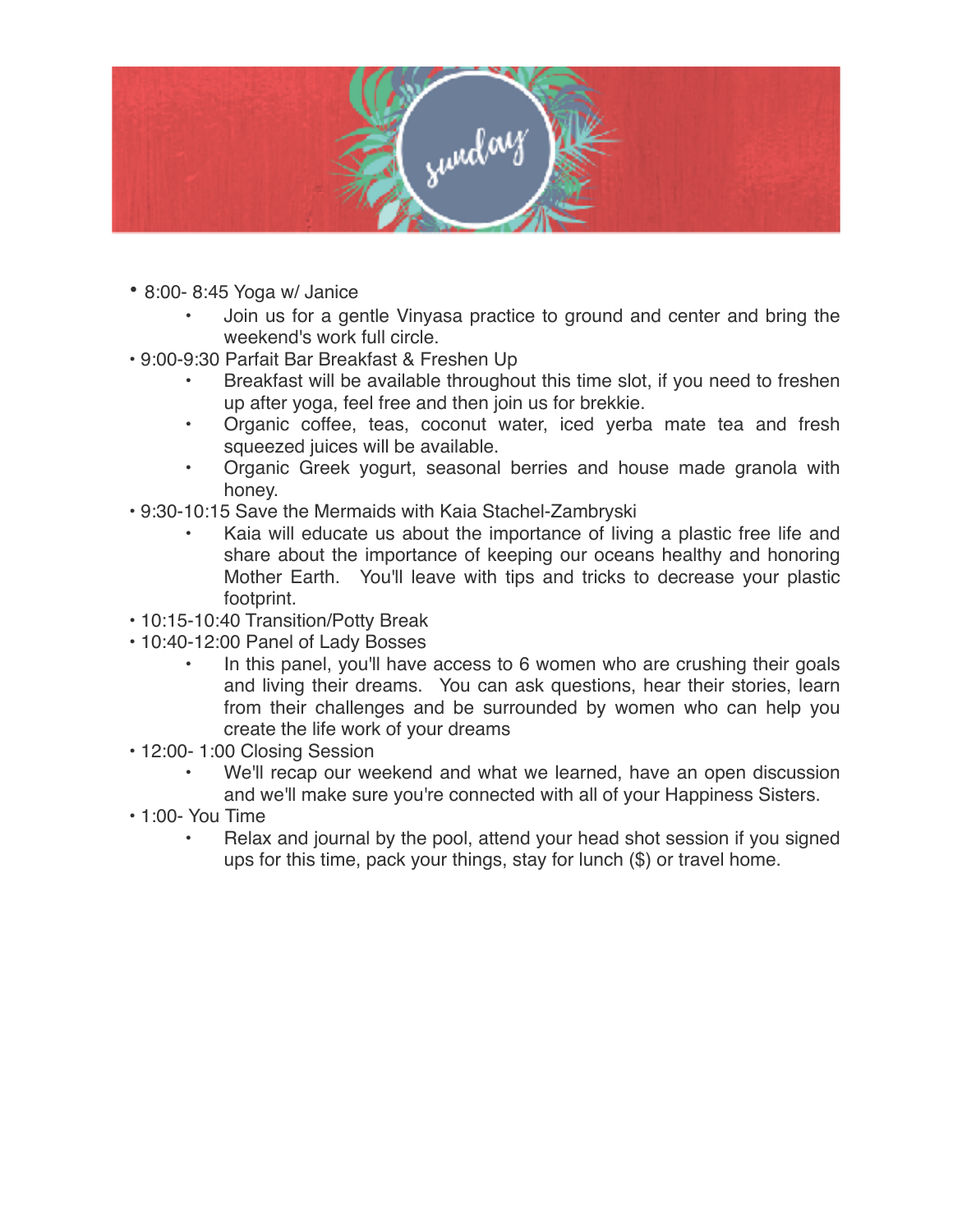# sunday

- 8:00- 8:45 Yoga w/ Janice
  - Join us for a gentle Vinyasa practice to ground and center and bring the weekend's work full circle.
- 9:00-9:30 Parfait Bar Breakfast & Freshen Up
  - Breakfast will be available throughout this time slot, if you need to freshen up after yoga, feel free and then join us for brekkie.
  - Organic coffee, teas, coconut water, iced yerba mate tea and fresh squeezed juices will be available.
  - Organic Greek yogurt, seasonal berries and house made granola with honey.
- 9:30-10:15 Save the Mermaids with Kaia Stachel-Zambryski
  - Kaia will educate us about the importance of living a plastic free life and share about the importance of keeping our oceans healthy and honoring Mother Earth. You'll leave with tips and tricks to decrease your plastic footprint.
- 10:15-10:40 Transition/Potty Break
- 10:40-12:00 Panel of Lady Bosses
  - In this panel, you'll have access to 6 women who are crushing their goals and living their dreams. You can ask questions, hear their stories, learn from their challenges and be surrounded by women who can help you create the life work of your dreams
- 12:00- 1:00 Closing Session
  - We'll recap our weekend and what we learned, have an open discussion and we'll make sure you're connected with all of your Happiness Sisters.
- 1:00- You Time
  - Relax and journal by the pool, attend your head shot session if you signed ups for this time, pack your things, stay for lunch ($) or travel home.